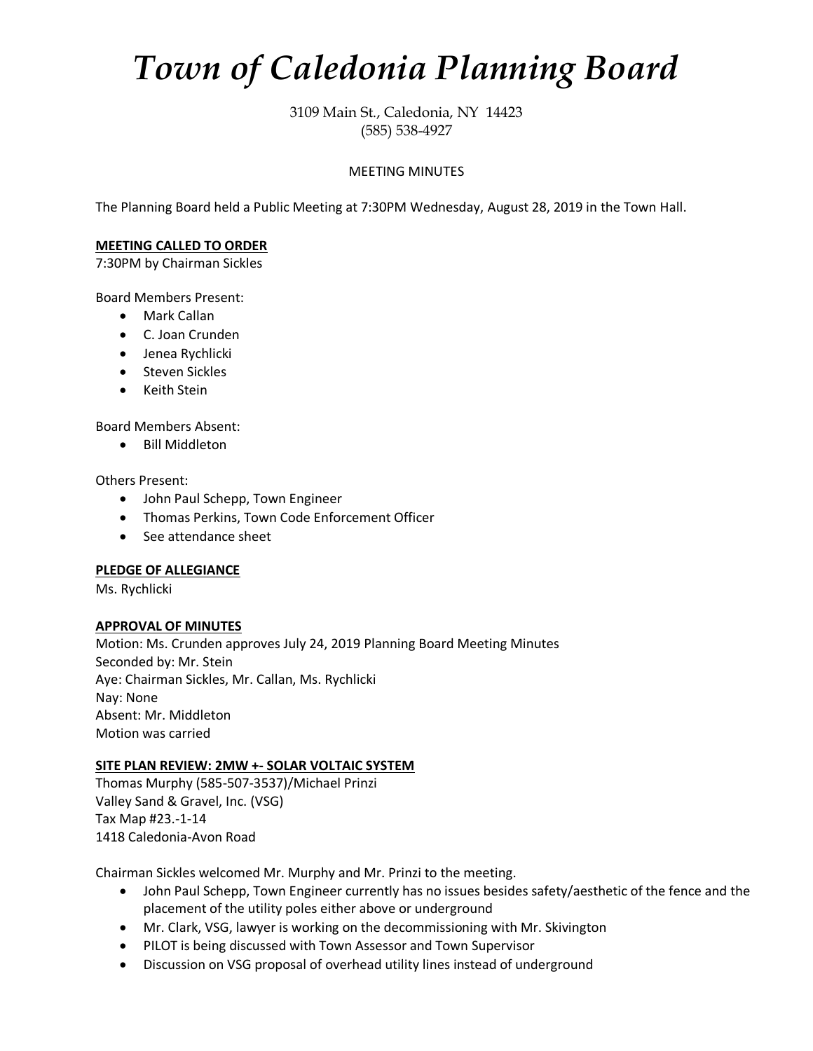# *Town of Caledonia Planning Board*

3109 Main St., Caledonia, NY 14423
(585) 538-4927

MEETING MINUTES

The Planning Board held a Public Meeting at 7:30PM Wednesday, August 28, 2019 in the Town Hall.

**MEETING CALLED TO ORDER**

7:30PM by Chairman Sickles

Board Members Present:

- Mark Callan
- C. Joan Crunden
- Jenea Rychlicki
- Steven Sickles
- Keith Stein

Board Members Absent:

- Bill Middleton

Others Present:

- John Paul Schepp, Town Engineer
- Thomas Perkins, Town Code Enforcement Officer
- See attendance sheet

**PLEDGE OF ALLEGIANCE**

Ms. Rychlicki

**APPROVAL OF MINUTES**

Motion: Ms. Crunden approves July 24, 2019 Planning Board Meeting Minutes
Seconded by: Mr. Stein
Aye: Chairman Sickles, Mr. Callan, Ms. Rychlicki
Nay: None
Absent: Mr. Middleton
Motion was carried

**SITE PLAN REVIEW: 2MW +- SOLAR VOLTAIC SYSTEM**

Thomas Murphy (585-507-3537)/Michael Prinzi
Valley Sand & Gravel, Inc. (VSG)
Tax Map #23.-1-14
1418 Caledonia-Avon Road

Chairman Sickles welcomed Mr. Murphy and Mr. Prinzi to the meeting.

- John Paul Schepp, Town Engineer currently has no issues besides safety/aesthetic of the fence and the placement of the utility poles either above or underground
- Mr. Clark, VSG, lawyer is working on the decommissioning with Mr. Skivington
- PILOT is being discussed with Town Assessor and Town Supervisor
- Discussion on VSG proposal of overhead utility lines instead of underground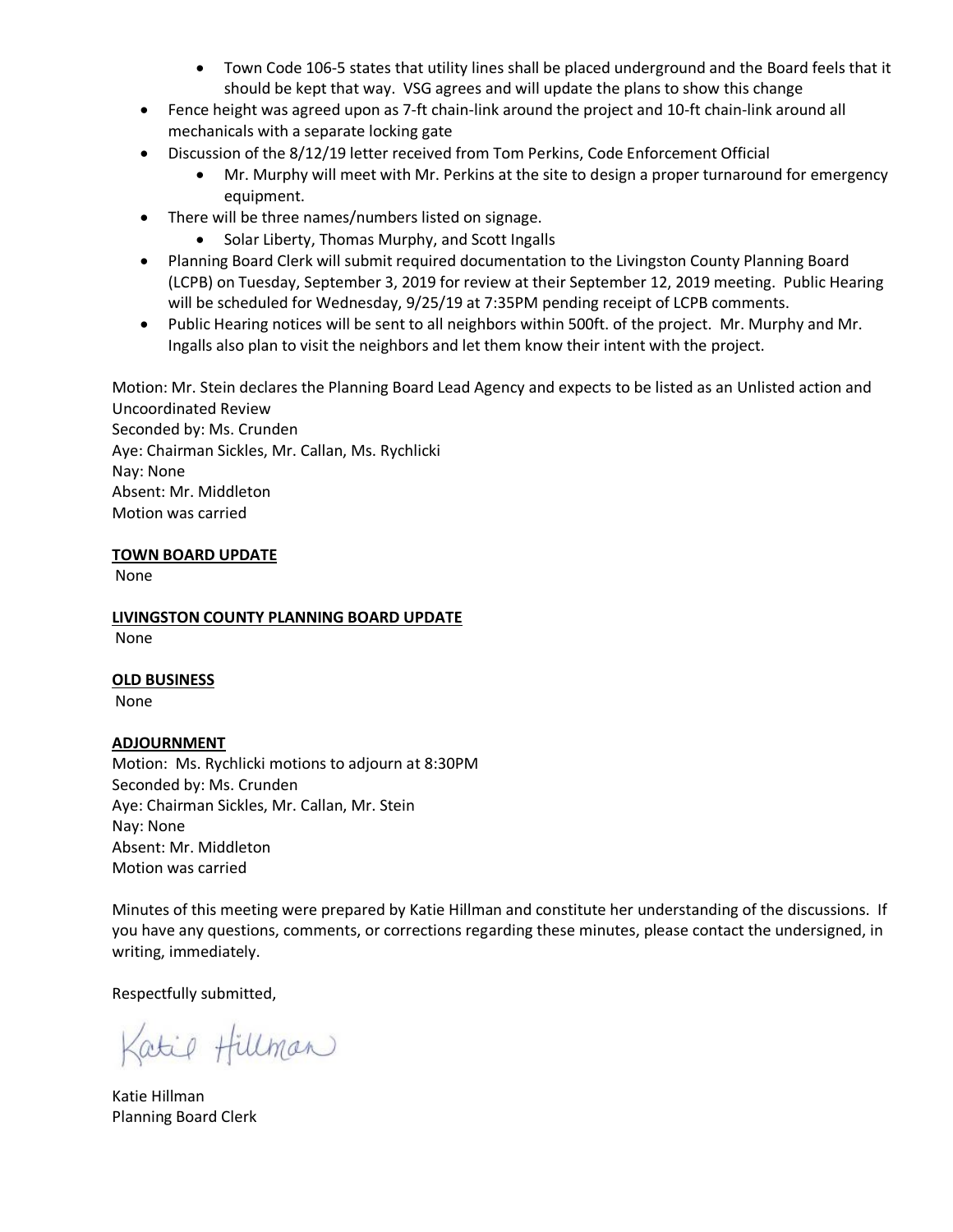- Town Code 106-5 states that utility lines shall be placed underground and the Board feels that it should be kept that way. VSG agrees and will update the plans to show this change
- Fence height was agreed upon as 7-ft chain-link around the project and 10-ft chain-link around all mechanicals with a separate locking gate
- Discussion of the 8/12/19 letter received from Tom Perkins, Code Enforcement Official
  - Mr. Murphy will meet with Mr. Perkins at the site to design a proper turnaround for emergency equipment.
- There will be three names/numbers listed on signage.
  - Solar Liberty, Thomas Murphy, and Scott Ingalls
- Planning Board Clerk will submit required documentation to the Livingston County Planning Board (LCPB) on Tuesday, September 3, 2019 for review at their September 12, 2019 meeting. Public Hearing will be scheduled for Wednesday, 9/25/19 at 7:35PM pending receipt of LCPB comments.
- Public Hearing notices will be sent to all neighbors within 500ft. of the project. Mr. Murphy and Mr. Ingalls also plan to visit the neighbors and let them know their intent with the project.

Motion: Mr. Stein declares the Planning Board Lead Agency and expects to be listed as an Unlisted action and Uncoordinated Review
Seconded by: Ms. Crunden
Aye: Chairman Sickles, Mr. Callan, Ms. Rychlicki
Nay: None
Absent: Mr. Middleton
Motion was carried

**TOWN BOARD UPDATE**

None

**LIVINGSTON COUNTY PLANNING BOARD UPDATE**

None

**OLD BUSINESS**

None

**ADJOURNMENT**

Motion: Ms. Rychlicki motions to adjourn at 8:30PM
Seconded by: Ms. Crunden
Aye: Chairman Sickles, Mr. Callan, Mr. Stein
Nay: None
Absent: Mr. Middleton
Motion was carried

Minutes of this meeting were prepared by Katie Hillman and constitute her understanding of the discussions. If you have any questions, comments, or corrections regarding these minutes, please contact the undersigned, in writing, immediately.

Respectfully submitted,

Katie Hillman

Katie Hillman
Planning Board Clerk